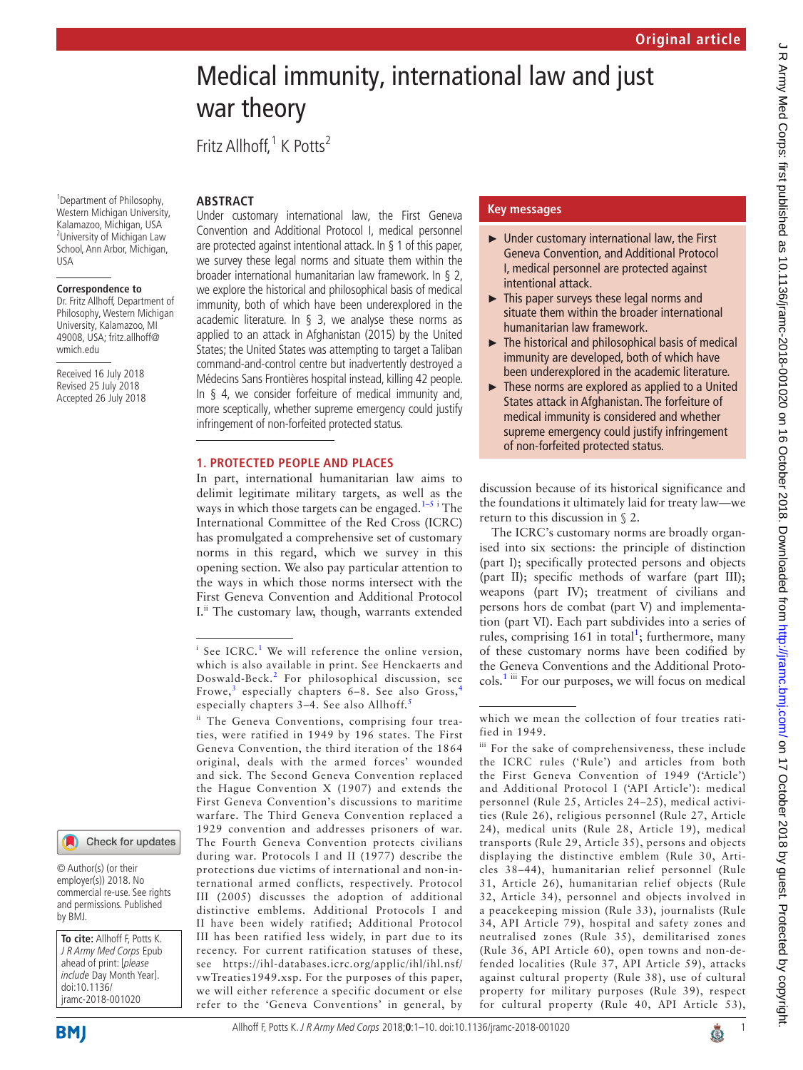# Medical immunity, international law and just war theory

Fritz Allhoff,[1] K Potts[2]

[1]Department of Philosophy, Western Michigan University, Kalamazoo, Michigan, USA
[2]University of Michigan Law School, Ann Arbor, Michigan, USA

**Correspondence to**
Dr. Fritz Allhoff, Department of Philosophy, Western Michigan University, Kalamazoo, MI 49008, USA; fritz.allhoff@wmich.edu

Received 16 July 2018
Revised 25 July 2018
Accepted 26 July 2018

© Author(s) (or their employer(s)) 2018. No commercial re-use. See rights and permissions. Published by BMJ.

**To cite:** Allhoff F, Potts K. *J R Army Med Corps* Epub ahead of print: [*please include* Day Month Year]. doi:10.1136/jramc-2018-001020

## ABSTRACT

Under customary international law, the First Geneva Convention and Additional Protocol I, medical personnel are protected against intentional attack. In § 1 of this paper, we survey these legal norms and situate them within the broader international humanitarian law framework. In § 2, we explore the historical and philosophical basis of medical immunity, both of which have been underexplored in the academic literature. In § 3, we analyse these norms as applied to an attack in Afghanistan (2015) by the United States; the United States was attempting to target a Taliban command-and-control centre but inadvertently destroyed a Médecins Sans Frontières hospital instead, killing 42 people. In § 4, we consider forfeiture of medical immunity and, more sceptically, whether supreme emergency could justify infringement of non-forfeited protected status.

## Key messages

- Under customary international law, the First Geneva Convention, and Additional Protocol I, medical personnel are protected against intentional attack.
- This paper surveys these legal norms and situate them within the broader international humanitarian law framework.
- The historical and philosophical basis of medical immunity are developed, both of which have been underexplored in the academic literature.
- These norms are explored as applied to a United States attack in Afghanistan. The forfeiture of medical immunity is considered and whether supreme emergency could justify infringement of non-forfeited protected status.

## 1. PROTECTED PEOPLE AND PLACES

In part, international humanitarian law aims to delimit legitimate military targets, as well as the ways in which those targets can be engaged.[1–5] [i] The International Committee of the Red Cross (ICRC) has promulgated a comprehensive set of customary norms in this regard, which we survey in this opening section. We also pay particular attention to the ways in which those norms intersect with the First Geneva Convention and Additional Protocol I.[ii] The customary law, though, warrants extended discussion because of its historical significance and the foundations it ultimately laid for treaty law—we return to this discussion in § 2.

The ICRC's customary norms are broadly organised into six sections: the principle of distinction (part I); specifically protected persons and objects (part II); specific methods of warfare (part III); weapons (part IV); treatment of civilians and persons hors de combat (part V) and implementation (part VI). Each part subdivides into a series of rules, comprising 161 in total[1]; furthermore, many of these customary norms have been codified by the Geneva Conventions and the Additional Protocols.[1] [iii] For our purposes, we will focus on medical

---

[i] See ICRC.[1] We will reference the online version, which is also available in print. See Henckaerts and Doswald-Beck.[2] For philosophical discussion, see Frowe,[3] especially chapters 6–8. See also Gross,[4] especially chapters 3–4. See also Allhoff.[5]

[ii] The Geneva Conventions, comprising four treaties, were ratified in 1949 by 196 states. The First Geneva Convention, the third iteration of the 1864 original, deals with the armed forces' wounded and sick. The Second Geneva Convention replaced the Hague Convention X (1907) and extends the First Geneva Convention's discussions to maritime warfare. The Third Geneva Convention replaced a 1929 convention and addresses prisoners of war. The Fourth Geneva Convention protects civilians during war. Protocols I and II (1977) describe the protections due victims of international and non-international armed conflicts, respectively. Protocol III (2005) discusses the adoption of additional distinctive emblems. Additional Protocols I and II have been widely ratified; Additional Protocol III has been ratified less widely, in part due to its recency. For current ratification statuses of these, see https://ihl-databases.icrc.org/applic/ihl/ihl.nsf/vwTreaties1949.xsp. For the purposes of this paper, we will either reference a specific document or else refer to the 'Geneva Conventions' in general, by which we mean the collection of four treaties ratified in 1949.

[iii] For the sake of comprehensiveness, these include the ICRC rules ('Rule') and articles from both the First Geneva Convention of 1949 ('Article') and Additional Protocol I ('API Article'): medical personnel (Rule 25, Articles 24–25), medical activities (Rule 26), religious personnel (Rule 27, Article 24), medical units (Rule 28, Article 19), medical transports (Rule 29, Article 35), persons and objects displaying the distinctive emblem (Rule 30, Articles 38–44), humanitarian relief personnel (Rule 31, Article 26), humanitarian relief objects (Rule 32, Article 34), personnel and objects involved in a peacekeeping mission (Rule 33), journalists (Rule 34, API Article 79), hospital and safety zones and neutralised zones (Rule 35), demilitarised zones (Rule 36, API Article 60), open towns and non-defended localities (Rule 37, API Article 59), attacks against cultural property (Rule 38), use of cultural property for military purposes (Rule 39), respect for cultural property (Rule 40, API Article 53),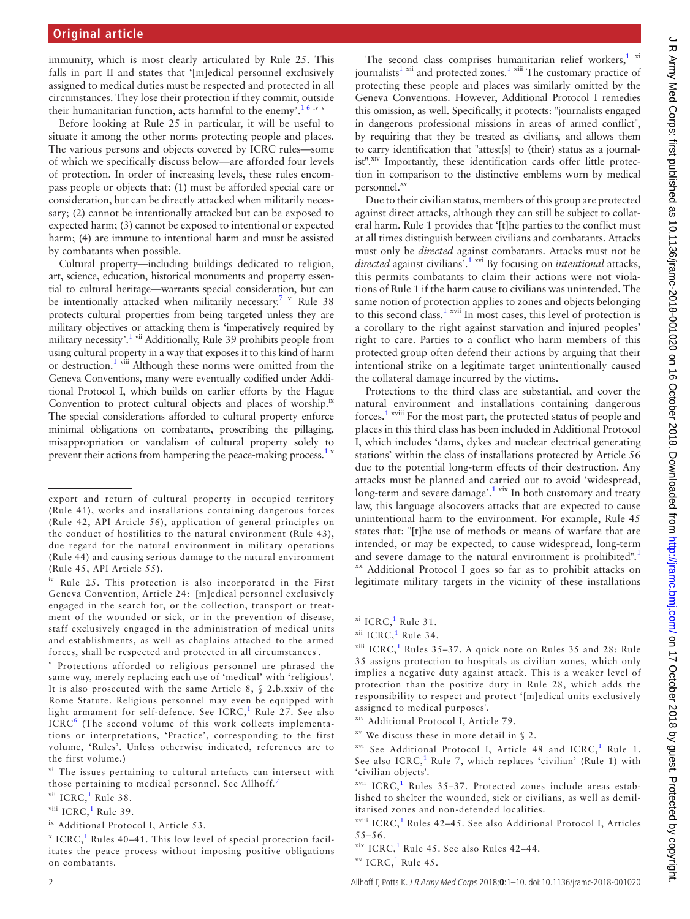immunity, which is most clearly articulated by Rule 25. This falls in part II and states that '[m]edical personnel exclusively assigned to medical duties must be respected and protected in all circumstances. They lose their protection if they commit, outside their humanitarian function, acts harmful to the enemy'.[1 6 iv v]

Before looking at Rule 25 in particular, it will be useful to situate it among the other norms protecting people and places. The various persons and objects covered by ICRC rules—some of which we specifically discuss below—are afforded four levels of protection. In order of increasing levels, these rules encompass people or objects that: (1) must be afforded special care or consideration, but can be directly attacked when militarily necessary; (2) cannot be intentionally attacked but can be exposed to expected harm; (3) cannot be exposed to intentional or expected harm; (4) are immune to intentional harm and must be assisted by combatants when possible.

Cultural property—including historical buildings dedicated to religion, art, science, education, historical monuments and property essential to cultural heritage—warrants special consideration, but can be intentionally attacked when militarily necessary.[7 vi] Rule 38 protects cultural properties from being targeted unless they are military objectives or attacking them is 'imperatively required by military necessity'.[1 vii] Additionally, Rule 39 prohibits people from using cultural property in a way that exposes it to this kind of harm or destruction.[1 viii] Although these norms were omitted from the Geneva Conventions, many were eventually codified under Additional Protocol I, which builds on earlier efforts by the Hague Convention to protect cultural objects and places of worship.[ix] The special considerations afforded to cultural property enforce minimal obligations on combatants, proscribing the pillaging, misappropriation or vandalism of cultural property solely to prevent their actions from hampering the peace-making process.[1 x]

The second class comprises humanitarian relief workers,[1 xi] journalists[1 xii] and protected zones.[1 xiii] The customary practice of protecting these people and places was similarly omitted by the Geneva Conventions. However, Additional Protocol I remedies this omission, as well. Specifically, it protects: "journalists engaged in dangerous professional missions in areas of armed conflict", by requiring that they be treated as civilians, and allows them to carry identification that "attest[s] to (their) status as a journalist".[xiv] Importantly, these identification cards offer little protection in comparison to the distinctive emblems worn by medical personnel.[xv]

Due to their civilian status, members of this group are protected against direct attacks, although they can still be subject to collateral harm. Rule 1 provides that '[t]he parties to the conflict must at all times distinguish between civilians and combatants. Attacks must only be *directed* against combatants. Attacks must not be *directed* against civilians'.[1 xvi] By focusing on *intentional* attacks, this permits combatants to claim their actions were not violations of Rule 1 if the harm cause to civilians was unintended. The same notion of protection applies to zones and objects belonging to this second class.[1 xvii] In most cases, this level of protection is a corollary to the right against starvation and injured peoples' right to care. Parties to a conflict who harm members of this protected group often defend their actions by arguing that their intentional strike on a legitimate target unintentionally caused the collateral damage incurred by the victims.

Protections to the third class are substantial, and cover the natural environment and installations containing dangerous forces.[1 xviii] For the most part, the protected status of people and places in this third class has been included in Additional Protocol I, which includes 'dams, dykes and nuclear electrical generating stations' within the class of installations protected by Article 56 due to the potential long-term effects of their destruction. Any attacks must be planned and carried out to avoid 'widespread, long-term and severe damage'.[1 xix] In both customary and treaty law, this language alsocovers attacks that are expected to cause unintentional harm to the environment. For example, Rule 45 states that: "[t]he use of methods or means of warfare that are intended, or may be expected, to cause widespread, long-term and severe damage to the natural environment is prohibited".[1 xx] Additional Protocol I goes so far as to prohibit attacks on legitimate military targets in the vicinity of these installations

---

export and return of cultural property in occupied territory (Rule 41), works and installations containing dangerous forces (Rule 42, API Article 56), application of general principles on the conduct of hostilities to the natural environment (Rule 43), due regard for the natural environment in military operations (Rule 44) and causing serious damage to the natural environment (Rule 45, API Article 55).

[iv] Rule 25. This protection is also incorporated in the First Geneva Convention, Article 24: '[m]edical personnel exclusively engaged in the search for, or the collection, transport or treatment of the wounded or sick, or in the prevention of disease, staff exclusively engaged in the administration of medical units and establishments, as well as chaplains attached to the armed forces, shall be respected and protected in all circumstances'.

[v] Protections afforded to religious personnel are phrased the same way, merely replacing each use of 'medical' with 'religious'. It is also prosecuted with the same Article 8, § 2.b.xxiv of the Rome Statute. Religious personnel may even be equipped with light armament for self-defence. See ICRC,[1] Rule 27. See also ICRC[6] (The second volume of this work collects implementations or interpretations, 'Practice', corresponding to the first volume, 'Rules'. Unless otherwise indicated, references are to the first volume.)

[vi] The issues pertaining to cultural artefacts can intersect with those pertaining to medical personnel. See Allhoff.[7]

[vii] ICRC,[1] Rule 38.

[viii] ICRC,[1] Rule 39.

[ix] Additional Protocol I, Article 53.

[x] ICRC,[1] Rules 40–41. This low level of special protection facilitates the peace process without imposing positive obligations on combatants.

[xi] ICRC,[1] Rule 31.

[xii] ICRC,[1] Rule 34.

[xiii] ICRC,[1] Rules 35–37. A quick note on Rules 35 and 28: Rule 35 assigns protection to hospitals as civilian zones, which only implies a negative duty against attack. This is a weaker level of protection than the positive duty in Rule 28, which adds the responsibility to respect and protect '[m]edical units exclusively assigned to medical purposes'.

[xiv] Additional Protocol I, Article 79.

[xv] We discuss these in more detail in § 2.

[xvi] See Additional Protocol I, Article 48 and ICRC,[1] Rule 1. See also ICRC,[1] Rule 7, which replaces 'civilian' (Rule 1) with 'civilian objects'.

[xvii] ICRC,[1] Rules 35–37. Protected zones include areas established to shelter the wounded, sick or civilians, as well as demilitarised zones and non-defended localities.

[xviii] ICRC,[1] Rules 42–45. See also Additional Protocol I, Articles 55–56.

[xix] ICRC,[1] Rule 45. See also Rules 42–44.

[xx] ICRC,[1] Rule 45.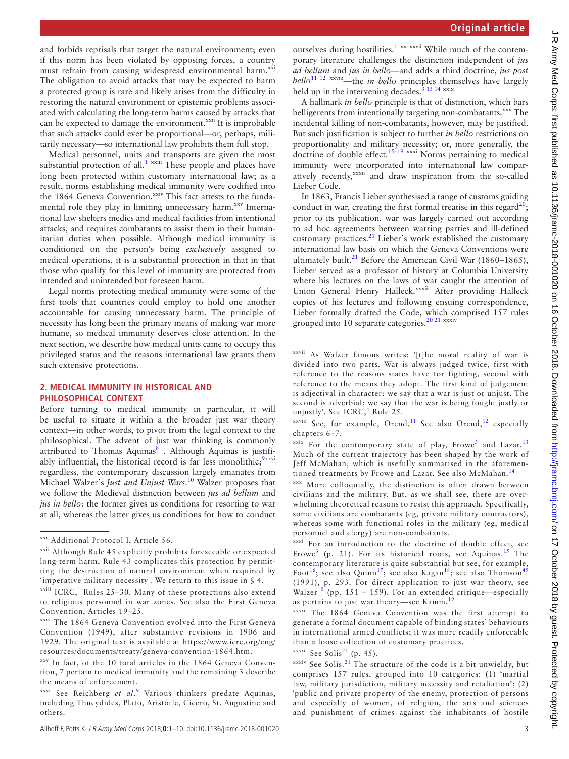and forbids reprisals that target the natural environment; even if this norm has been violated by opposing forces, a country must refrain from causing widespread environmental harm.[xxi] The obligation to avoid attacks that may be expected to harm a protected group is rare and likely arises from the difficulty in restoring the natural environment or epistemic problems associated with calculating the long-term harms caused by attacks that can be expected to damage the environment.[xxii] It is improbable that such attacks could ever be proportional—or, perhaps, militarily necessary—so international law prohibits them full stop.

Medical personnel, units and transports are given the most substantial protection of all.[1 xxiii] These people and places have long been protected within customary international law; as a result, norms establishing medical immunity were codified into the 1864 Geneva Convention.[xxiv] This fact attests to the fundamental role they play in limiting unnecessary harm.[xxv] International law shelters medics and medical facilities from intentional attacks, and requires combatants to assist them in their humanitarian duties when possible. Although medical immunity is conditioned on the person's being *exclusively* assigned to medical operations, it is a substantial protection in that in that those who qualify for this level of immunity are protected from intended and unintended but foreseen harm.

Legal norms protecting medical immunity were some of the first tools that countries could employ to hold one another accountable for causing unnecessary harm. The principle of necessity has long been the primary means of making war more humane, so medical immunity deserves close attention. In the next section, we describe how medical units came to occupy this privileged status and the reasons international law grants them such extensive protections.

## 2. MEDICAL IMMUNITY IN HISTORICAL AND PHILOSOPHICAL CONTEXT

Before turning to medical immunity in particular, it will be useful to situate it within a the broader just war theory context—in other words, to pivot from the legal context to the philosophical. The advent of just war thinking is commonly attributed to Thomas Aquinas[8] . Although Aquinas is justifiably influential, the historical record is far less monolithic;[9 xxvi] regardless, the contemporary discussion largely emanates from Michael Walzer's *Just and Unjust Wars*.[10] Walzer proposes that we follow the Medieval distinction between *jus ad bellum* and *jus in bello*: the former gives us conditions for resorting to war at all, whereas the latter gives us conditions for how to conduct ourselves during hostilities.[1 xx xxvii] While much of the contemporary literature challenges the distinction independent of *jus ad bellum* and *jus in bello*—and adds a third doctrine, *jus post bello*[11 12 xxviii]—the *in bello* principles themselves have largely held up in the intervening decades.[3 13 14 xxix]

A hallmark *in bello* principle is that of distinction, which bars belligerents from intentionally targeting non-combatants.[xxx] The incidental killing of non-combatants, however, may be justified. But such justification is subject to further *in bello* restrictions on proportionality and military necessity; or, more generally, the doctrine of double effect.[15–19 xxxi] Norms pertaining to medical immunity were incorporated into international law comparatively recently,[xxxii] and draw inspiration from the so-called Lieber Code.

In 1863, Francis Lieber synthesised a range of customs guiding conduct in war, creating the first formal treatise in this regard[20]; prior to its publication, war was largely carried out according to ad hoc agreements between warring parties and ill-defined customary practices.[21] Lieber's work established the customary international law basis on which the Geneva Conventions were ultimately built.[21] Before the American Civil War (1860–1865), Lieber served as a professor of history at Columbia University where his lectures on the laws of war caught the attention of Union General Henry Halleck.[xxxiii] After providing Halleck copies of his lectures and following ensuing correspondence, Lieber formally drafted the Code, which comprised 157 rules grouped into 10 separate categories.[20 21 xxxiv]

---

[xxi] Additional Protocol I, Article 56.

[xxii] Although Rule 45 explicitly prohibits foreseeable or expected long-term harm, Rule 43 complicates this protection by permitting the destruction of natural environment when required by 'imperative military necessity'. We return to this issue in § 4.

[xxiii] ICRC,[1] Rules 25–30. Many of these protections also extend to religious personnel in war zones. See also the First Geneva Convention, Articles 19–25.

[xxiv] The 1864 Geneva Convention evolved into the First Geneva Convention (1949), after substantive revisions in 1906 and 1929. The original text is available at https://www.icrc.org/eng/resources/documents/treaty/geneva-convention-1864.htm.

[xxv] In fact, of the 10 total articles in the 1864 Geneva Convention, 7 pertain to medical immunity and the remaining 3 describe the means of enforcement.

[xxvi] See Reichberg *et al*.[9] Various thinkers predate Aquinas, including Thucydides, Plato, Aristotle, Cicero, St. Augustine and others.

[xxvii] As Walzer famous writes: '[t]he moral reality of war is divided into two parts. War is always judged twice, first with reference to the reasons states have for fighting, second with reference to the means they adopt. The first kind of judgement is adjectival in character: we say that a war is just or unjust. The second is adverbial: we say that the war is being fought justly or unjustly'. See ICRC,[1] Rule 25.

[xxviii] See, for example, Orend.[11] See also Orend,[12] especially chapters 6–7.

[xxix] For the contemporary state of play, Frowe[3] and Lazar.[13] Much of the current trajectory has been shaped by the work of Jeff McMahan, which is usefully summarised in the aforementioned treatments by Frowe and Lazar. See also McMahan.[14]

[xxx] More colloquially, the distinction is often drawn between civilians and the military. But, as we shall see, there are overwhelming theoretical reasons to resist this approach. Specifically, some civilians are combatants (eg, private military contractors), whereas some with functional roles in the military (eg, medical personnel and clergy) are non-combatants.

[xxxi] For an introduction to the doctrine of double effect, see Frowe[3] (p. 21). For its historical roots, see Aquinas.[15] The contemporary literature is quite substantial but see, for example, Foot[16]; see also Quinn[17]; see also Kagan[18]; see also Thomson[49] (1991), p. 293. For direct application to just war theory, see Walzer[10] (pp. 151 – 159). For an extended critique—especially as pertains to just war theory—see Kamm.[19]

[xxxii] The 1864 Geneva Convention was the first attempt to generate a formal document capable of binding states' behaviours in international armed conflicts; it was more readily enforceable than a loose collection of customary practices.

[xxxiii] See Solis[21] (p. 45).

[xxxiv] See Solis.[21] The structure of the code is a bit unwieldy, but comprises 157 rules, grouped into 10 categories: (1) 'martial law, military jurisdiction, military necessity and retaliation'; (2) 'public and private property of the enemy, protection of persons and especially of women, of religion, the arts and sciences and punishment of crimes against the inhabitants of hostile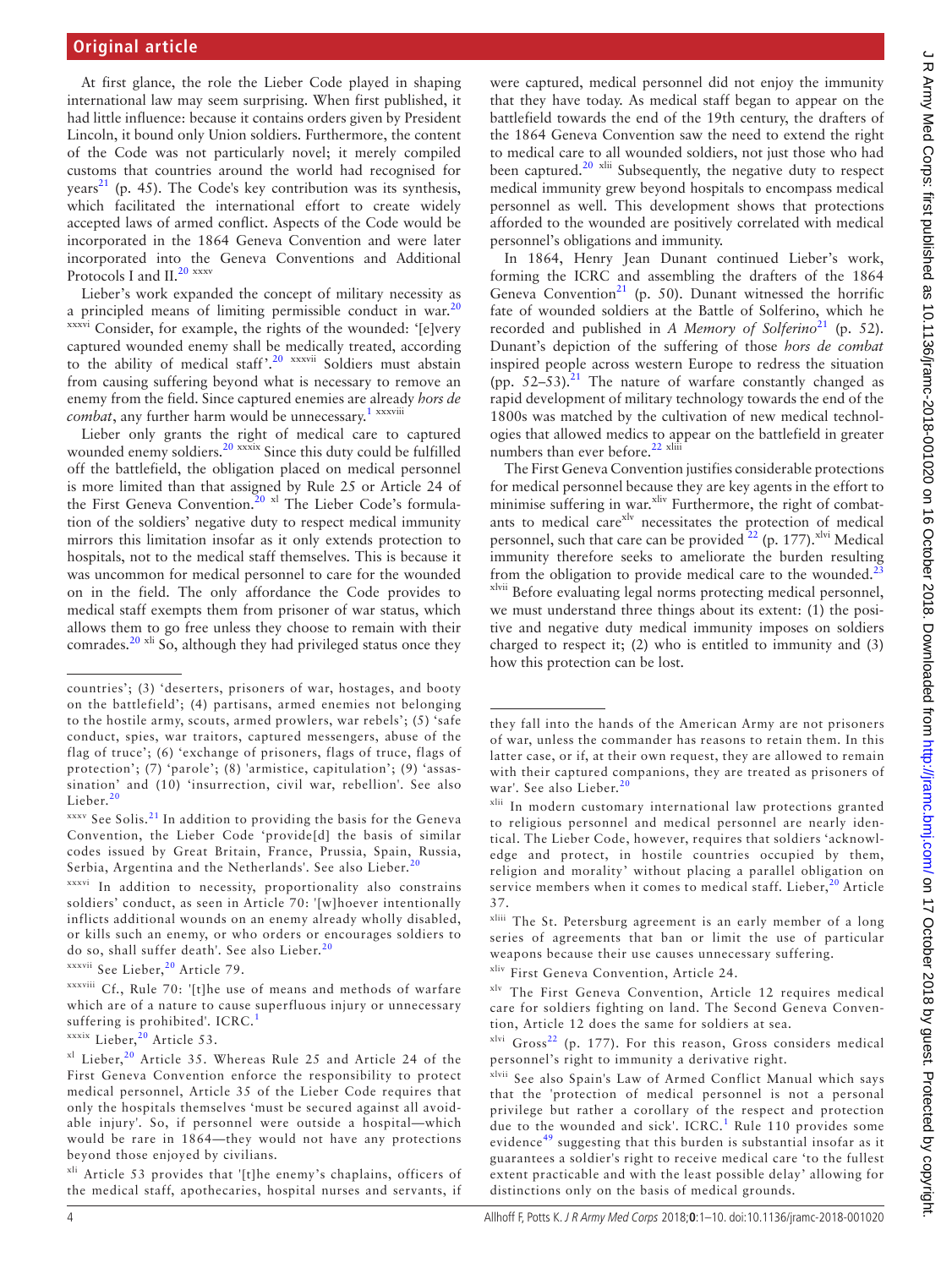At first glance, the role the Lieber Code played in shaping international law may seem surprising. When first published, it had little influence: because it contains orders given by President Lincoln, it bound only Union soldiers. Furthermore, the content of the Code was not particularly novel; it merely compiled customs that countries around the world had recognised for years[21] (p. 45). The Code's key contribution was its synthesis, which facilitated the international effort to create widely accepted laws of armed conflict. Aspects of the Code would be incorporated in the 1864 Geneva Convention and were later incorporated into the Geneva Conventions and Additional Protocols I and II.[20] [xxxv]

Lieber's work expanded the concept of military necessity as a principled means of limiting permissible conduct in war.[20] [xxxvi] Consider, for example, the rights of the wounded: '[e]very captured wounded enemy shall be medically treated, according to the ability of medical staff'.[20] [xxxvii] Soldiers must abstain from causing suffering beyond what is necessary to remove an enemy from the field. Since captured enemies are already *hors de combat*, any further harm would be unnecessary.[1] [xxxviii]

Lieber only grants the right of medical care to captured wounded enemy soldiers.[20] [xxxix] Since this duty could be fulfilled off the battlefield, the obligation placed on medical personnel is more limited than that assigned by Rule 25 or Article 24 of the First Geneva Convention.[20] [xl] The Lieber Code's formulation of the soldiers' negative duty to respect medical immunity mirrors this limitation insofar as it only extends protection to hospitals, not to the medical staff themselves. This is because it was uncommon for medical personnel to care for the wounded on in the field. The only affordance the Code provides to medical staff exempts them from prisoner of war status, which allows them to go free unless they choose to remain with their comrades.[20] [xli] So, although they had privileged status once they were captured, medical personnel did not enjoy the immunity that they have today. As medical staff began to appear on the battlefield towards the end of the 19th century, the drafters of the 1864 Geneva Convention saw the need to extend the right to medical care to all wounded soldiers, not just those who had been captured.[20] [xlii] Subsequently, the negative duty to respect medical immunity grew beyond hospitals to encompass medical personnel as well. This development shows that protections afforded to the wounded are positively correlated with medical personnel's obligations and immunity.

In 1864, Henry Jean Dunant continued Lieber's work, forming the ICRC and assembling the drafters of the 1864 Geneva Convention[21] (p. 50). Dunant witnessed the horrific fate of wounded soldiers at the Battle of Solferino, which he recorded and published in *A Memory of Solferino*[21] (p. 52). Dunant's depiction of the suffering of those *hors de combat* inspired people across western Europe to redress the situation (pp. 52–53).[21] The nature of warfare constantly changed as rapid development of military technology towards the end of the 1800s was matched by the cultivation of new medical technologies that allowed medics to appear on the battlefield in greater numbers than ever before.[22] [xliii]

The First Geneva Convention justifies considerable protections for medical personnel because they are key agents in the effort to minimise suffering in war.[xliv] Furthermore, the right of combatants to medical care[xlv] necessitates the protection of medical personnel, such that care can be provided[22] (p. 177).[xlvi] Medical immunity therefore seeks to ameliorate the burden resulting from the obligation to provide medical care to the wounded.[23] [xlvii] Before evaluating legal norms protecting medical personnel, we must understand three things about its extent: (1) the positive and negative duty medical immunity imposes on soldiers charged to respect it; (2) who is entitled to immunity and (3) how this protection can be lost.

---

countries'; (3) 'deserters, prisoners of war, hostages, and booty on the battlefield'; (4) partisans, armed enemies not belonging to the hostile army, scouts, armed prowlers, war rebels'; (5) 'safe conduct, spies, war traitors, captured messengers, abuse of the flag of truce'; (6) 'exchange of prisoners, flags of truce, flags of protection'; (7) 'parole'; (8) 'armistice, capitulation'; (9) 'assassination' and (10) 'insurrection, civil war, rebellion'. See also Lieber.[20]

[xxxv] See Solis.[21] In addition to providing the basis for the Geneva Convention, the Lieber Code 'provide[d] the basis of similar codes issued by Great Britain, France, Prussia, Spain, Russia, Serbia, Argentina and the Netherlands'. See also Lieber.[20]

[xxxvi] In addition to necessity, proportionality also constrains soldiers' conduct, as seen in Article 70: '[w]hoever intentionally inflicts additional wounds on an enemy already wholly disabled, or kills such an enemy, or who orders or encourages soldiers to do so, shall suffer death'. See also Lieber.[20]

[xxxvii] See Lieber,[20] Article 79.

[xxxviii] Cf., Rule 70: '[t]he use of means and methods of warfare which are of a nature to cause superfluous injury or unnecessary suffering is prohibited'. ICRC.[1]

[xxxix] Lieber,[20] Article 53.

[xl] Lieber,[20] Article 35. Whereas Rule 25 and Article 24 of the First Geneva Convention enforce the responsibility to protect medical personnel, Article 35 of the Lieber Code requires that only the hospitals themselves 'must be secured against all avoidable injury'. So, if personnel were outside a hospital—which would be rare in 1864—they would not have any protections beyond those enjoyed by civilians.

[xli] Article 53 provides that '[t]he enemy's chaplains, officers of the medical staff, apothecaries, hospital nurses and servants, if they fall into the hands of the American Army are not prisoners of war, unless the commander has reasons to retain them. In this latter case, or if, at their own request, they are allowed to remain with their captured companions, they are treated as prisoners of war'. See also Lieber.[20]

[xlii] In modern customary international law protections granted to religious personnel and medical personnel are nearly identical. The Lieber Code, however, requires that soldiers 'acknowledge and protect, in hostile countries occupied by them, religion and morality' without placing a parallel obligation on service members when it comes to medical staff. Lieber,[20] Article 37.

[xliii] The St. Petersburg agreement is an early member of a long series of agreements that ban or limit the use of particular weapons because their use causes unnecessary suffering.

[xliv] First Geneva Convention, Article 24.

[xlv] The First Geneva Convention, Article 12 requires medical care for soldiers fighting on land. The Second Geneva Convention, Article 12 does the same for soldiers at sea.

[xlvi] Gross[22] (p. 177). For this reason, Gross considers medical personnel's right to immunity a derivative right.

[xlvii] See also Spain's Law of Armed Conflict Manual which says that the 'protection of medical personnel is not a personal privilege but rather a corollary of the respect and protection due to the wounded and sick'. ICRC.[1] Rule 110 provides some evidence[49] suggesting that this burden is substantial insofar as it guarantees a soldier's right to receive medical care 'to the fullest extent practicable and with the least possible delay' allowing for distinctions only on the basis of medical grounds.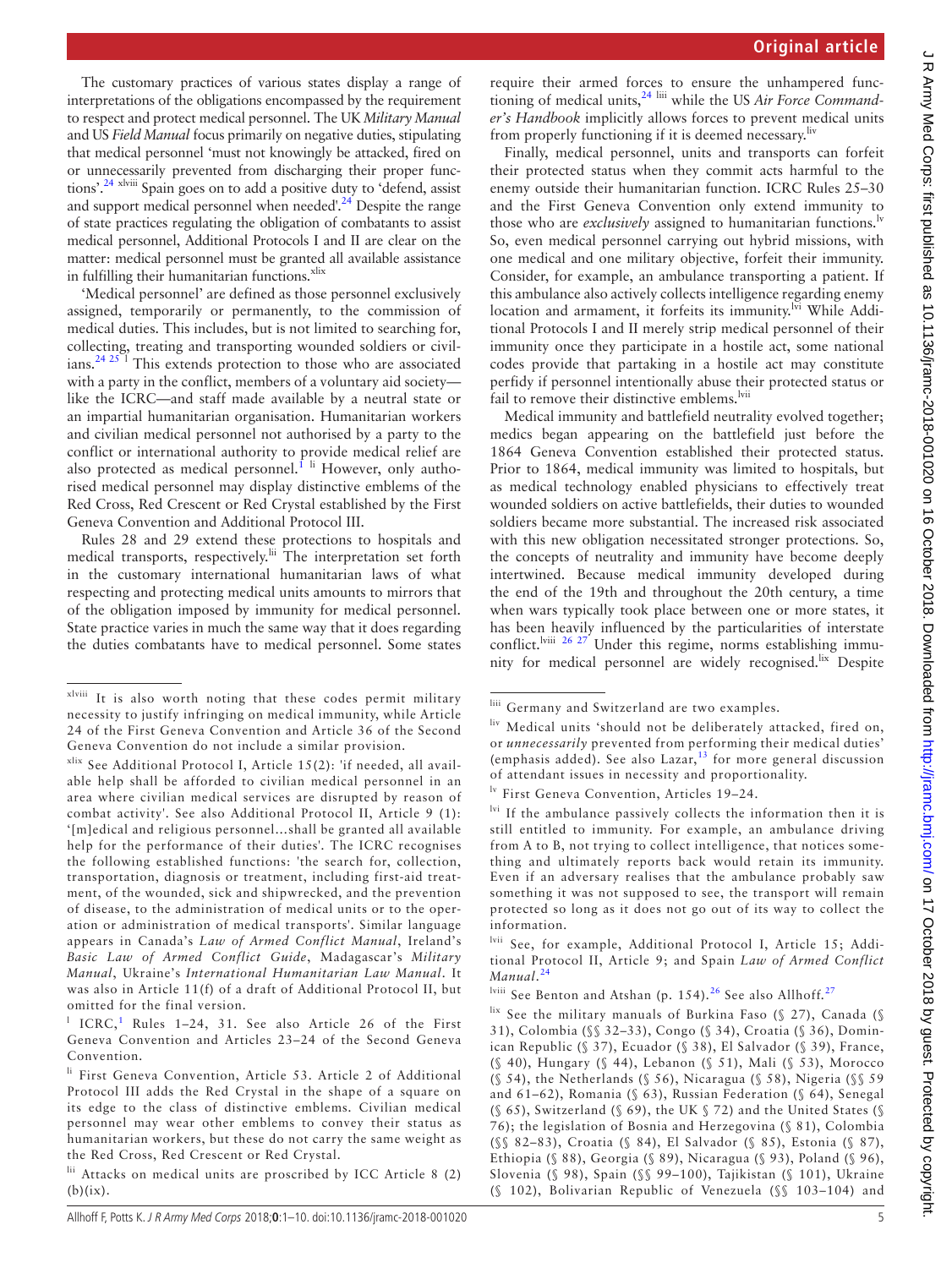The customary practices of various states display a range of interpretations of the obligations encompassed by the requirement to respect and protect medical personnel. The UK *Military Manual* and US *Field Manual* focus primarily on negative duties, stipulating that medical personnel 'must not knowingly be attacked, fired on or unnecessarily prevented from discharging their proper functions'.[24] [xlviii] Spain goes on to add a positive duty to 'defend, assist and support medical personnel when needed'.[24] Despite the range of state practices regulating the obligation of combatants to assist medical personnel, Additional Protocols I and II are clear on the matter: medical personnel must be granted all available assistance in fulfilling their humanitarian functions.[xlix]

'Medical personnel' are defined as those personnel exclusively assigned, temporarily or permanently, to the commission of medical duties. This includes, but is not limited to searching for, collecting, treating and transporting wounded soldiers or civilians.[24 25] [l] This extends protection to those who are associated with a party in the conflict, members of a voluntary aid society—like the ICRC—and staff made available by a neutral state or an impartial humanitarian organisation. Humanitarian workers and civilian medical personnel not authorised by a party to the conflict or international authority to provide medical relief are also protected as medical personnel.[1] [li] However, only authorised medical personnel may display distinctive emblems of the Red Cross, Red Crescent or Red Crystal established by the First Geneva Convention and Additional Protocol III.

Rules 28 and 29 extend these protections to hospitals and medical transports, respectively.[lii] The interpretation set forth in the customary international humanitarian laws of what respecting and protecting medical units amounts to mirrors that of the obligation imposed by immunity for medical personnel. State practice varies in much the same way that it does regarding the duties combatants have to medical personnel. Some states require their armed forces to ensure the unhampered functioning of medical units,[24] [liii] while the US *Air Force Commander's Handbook* implicitly allows forces to prevent medical units from properly functioning if it is deemed necessary.[liv]

Finally, medical personnel, units and transports can forfeit their protected status when they commit acts harmful to the enemy outside their humanitarian function. ICRC Rules 25–30 and the First Geneva Convention only extend immunity to those who are *exclusively* assigned to humanitarian functions.[lv] So, even medical personnel carrying out hybrid missions, with one medical and one military objective, forfeit their immunity. Consider, for example, an ambulance transporting a patient. If this ambulance also actively collects intelligence regarding enemy location and armament, it forfeits its immunity.[lvi] While Additional Protocols I and II merely strip medical personnel of their immunity once they participate in a hostile act, some national codes provide that partaking in a hostile act may constitute perfidy if personnel intentionally abuse their protected status or fail to remove their distinctive emblems.[lvii]

Medical immunity and battlefield neutrality evolved together; medics began appearing on the battlefield just before the 1864 Geneva Convention established their protected status. Prior to 1864, medical immunity was limited to hospitals, but as medical technology enabled physicians to effectively treat wounded soldiers on active battlefields, their duties to wounded soldiers became more substantial. The increased risk associated with this new obligation necessitated stronger protections. So, the concepts of neutrality and immunity have become deeply intertwined. Because medical immunity developed during the end of the 19th and throughout the 20th century, a time when wars typically took place between one or more states, it has been heavily influenced by the particularities of interstate conflict.[lviii] [26 27] Under this regime, norms establishing immunity for medical personnel are widely recognised.[lix] Despite

---

[xlviii] It is also worth noting that these codes permit military necessity to justify infringing on medical immunity, while Article 24 of the First Geneva Convention and Article 36 of the Second Geneva Convention do not include a similar provision.

[xlix] See Additional Protocol I, Article 15(2): 'if needed, all available help shall be afforded to civilian medical personnel in an area where civilian medical services are disrupted by reason of combat activity'. See also Additional Protocol II, Article 9 (1): '[m]edical and religious personnel…shall be granted all available help for the performance of their duties'. The ICRC recognises the following established functions: 'the search for, collection, transportation, diagnosis or treatment, including first-aid treatment, of the wounded, sick and shipwrecked, and the prevention of disease, to the administration of medical units or to the operation or administration of medical transports'. Similar language appears in Canada's *Law of Armed Conflict Manual*, Ireland's *Basic Law of Armed Conflict Guide*, Madagascar's *Military Manual*, Ukraine's *International Humanitarian Law Manual*. It was also in Article 11(f) of a draft of Additional Protocol II, but omitted for the final version.

[l] ICRC,[1] Rules 1–24, 31. See also Article 26 of the First Geneva Convention and Articles 23–24 of the Second Geneva Convention.

[li] First Geneva Convention, Article 53. Article 2 of Additional Protocol III adds the Red Crystal in the shape of a square on its edge to the class of distinctive emblems. Civilian medical personnel may wear other emblems to convey their status as humanitarian workers, but these do not carry the same weight as the Red Cross, Red Crescent or Red Crystal.

[lii] Attacks on medical units are proscribed by ICC Article 8 (2)(b)(ix).

[liii] Germany and Switzerland are two examples.

[liv] Medical units 'should not be deliberately attacked, fired on, or *unnecessarily* prevented from performing their medical duties' (emphasis added). See also Lazar,[13] for more general discussion of attendant issues in necessity and proportionality.

[lv] First Geneva Convention, Articles 19–24.

[lvi] If the ambulance passively collects the information then it is still entitled to immunity. For example, an ambulance driving from A to B, not trying to collect intelligence, that notices something and ultimately reports back would retain its immunity. Even if an adversary realises that the ambulance probably saw something it was not supposed to see, the transport will remain protected so long as it does not go out of its way to collect the information.

[lvii] See, for example, Additional Protocol I, Article 15; Additional Protocol II, Article 9; and Spain *Law of Armed Conflict Manual*.[24]

[lviii] See Benton and Atshan (p. 154).[26] See also Allhoff.[27]

[lix] See the military manuals of Burkina Faso (§ 27), Canada (§ 31), Colombia (§§ 32–33), Congo (§ 34), Croatia (§ 36), Dominican Republic (§ 37), Ecuador (§ 38), El Salvador (§ 39), France, (§ 40), Hungary (§ 44), Lebanon (§ 51), Mali (§ 53), Morocco (§ 54), the Netherlands (§ 56), Nicaragua (§ 58), Nigeria (§§ 59 and 61–62), Romania (§ 63), Russian Federation (§ 64), Senegal (§ 65), Switzerland (§ 69), the UK § 72) and the United States (§ 76); the legislation of Bosnia and Herzegovina (§ 81), Colombia (§§ 82–83), Croatia (§ 84), El Salvador (§ 85), Estonia (§ 87), Ethiopia (§ 88), Georgia (§ 89), Nicaragua (§ 93), Poland (§ 96), Slovenia (§ 98), Spain (§§ 99–100), Tajikistan (§ 101), Ukraine (§ 102), Bolivarian Republic of Venezuela (§§ 103–104) and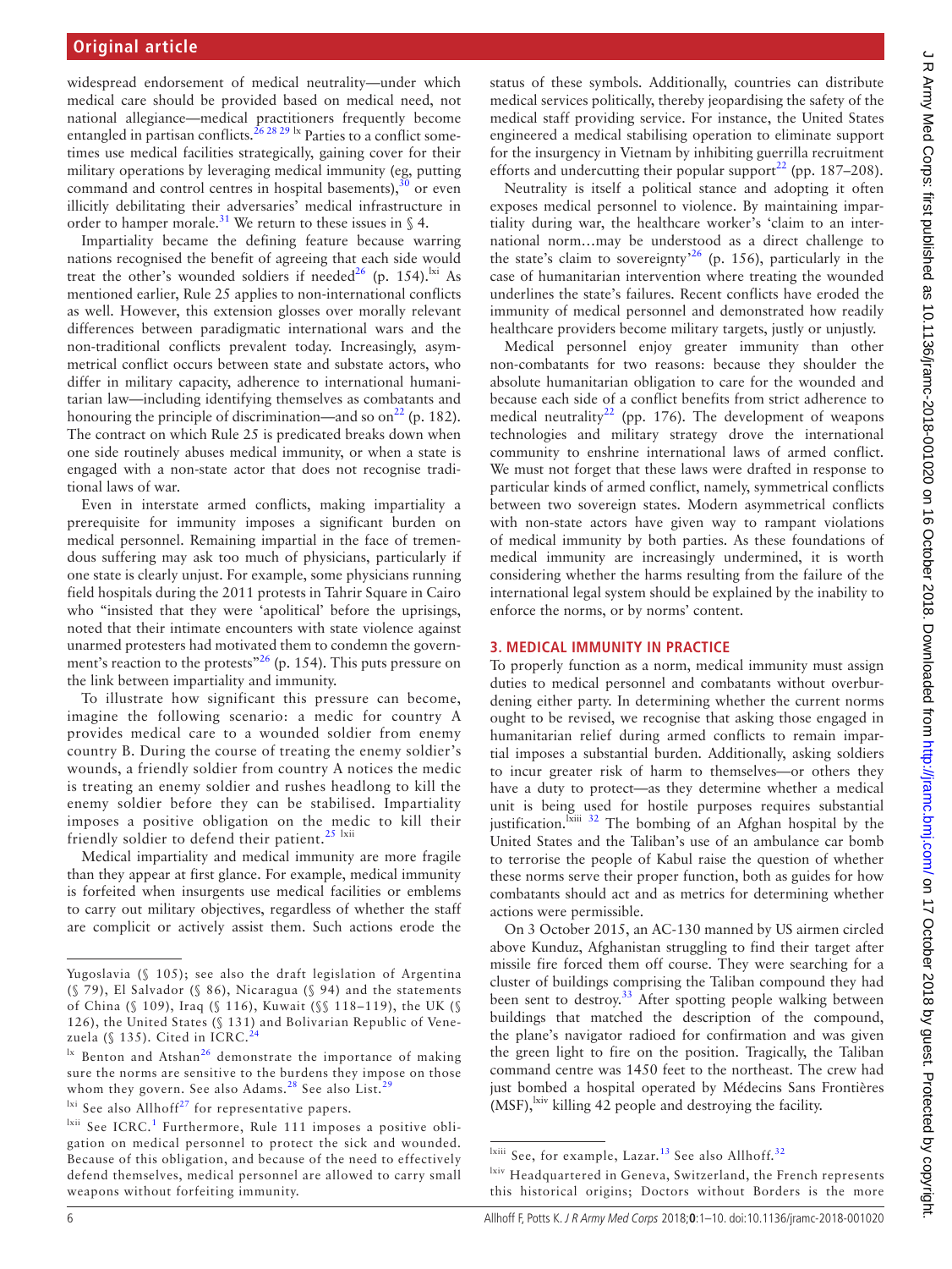widespread endorsement of medical neutrality—under which medical care should be provided based on medical need, not national allegiance—medical practitioners frequently become entangled in partisan conflicts.[26 28 29] [lx] Parties to a conflict sometimes use medical facilities strategically, gaining cover for their military operations by leveraging medical immunity (eg, putting command and control centres in hospital basements),[30] or even illicitly debilitating their adversaries' medical infrastructure in order to hamper morale.[31] We return to these issues in § 4.

Impartiality became the defining feature because warring nations recognised the benefit of agreeing that each side would treat the other's wounded soldiers if needed[26] (p. 154).[lxi] As mentioned earlier, Rule 25 applies to non-international conflicts as well. However, this extension glosses over morally relevant differences between paradigmatic international wars and the non-traditional conflicts prevalent today. Increasingly, asymmetrical conflict occurs between state and substate actors, who differ in military capacity, adherence to international humanitarian law—including identifying themselves as combatants and honouring the principle of discrimination—and so on[22] (p. 182). The contract on which Rule 25 is predicated breaks down when one side routinely abuses medical immunity, or when a state is engaged with a non-state actor that does not recognise traditional laws of war.

Even in interstate armed conflicts, making impartiality a prerequisite for immunity imposes a significant burden on medical personnel. Remaining impartial in the face of tremendous suffering may ask too much of physicians, particularly if one state is clearly unjust. For example, some physicians running field hospitals during the 2011 protests in Tahrir Square in Cairo who "insisted that they were 'apolitical' before the uprisings, noted that their intimate encounters with state violence against unarmed protesters had motivated them to condemn the government's reaction to the protests"[26] (p. 154). This puts pressure on the link between impartiality and immunity.

To illustrate how significant this pressure can become, imagine the following scenario: a medic for country A provides medical care to a wounded soldier from enemy country B. During the course of treating the enemy soldier's wounds, a friendly soldier from country A notices the medic is treating an enemy soldier and rushes headlong to kill the enemy soldier before they can be stabilised. Impartiality imposes a positive obligation on the medic to kill their friendly soldier to defend their patient.[25] [lxii]

Medical impartiality and medical immunity are more fragile than they appear at first glance. For example, medical immunity is forfeited when insurgents use medical facilities or emblems to carry out military objectives, regardless of whether the staff are complicit or actively assist them. Such actions erode the status of these symbols. Additionally, countries can distribute medical services politically, thereby jeopardising the safety of the medical staff providing service. For instance, the United States engineered a medical stabilising operation to eliminate support for the insurgency in Vietnam by inhibiting guerrilla recruitment efforts and undercutting their popular support[22] (pp. 187–208).

Neutrality is itself a political stance and adopting it often exposes medical personnel to violence. By maintaining impartiality during war, the healthcare worker's 'claim to an international norm…may be understood as a direct challenge to the state's claim to sovereignty'[26] (p. 156), particularly in the case of humanitarian intervention where treating the wounded underlines the state's failures. Recent conflicts have eroded the immunity of medical personnel and demonstrated how readily healthcare providers become military targets, justly or unjustly.

Medical personnel enjoy greater immunity than other non-combatants for two reasons: because they shoulder the absolute humanitarian obligation to care for the wounded and because each side of a conflict benefits from strict adherence to medical neutrality[22] (pp. 176). The development of weapons technologies and military strategy drove the international community to enshrine international laws of armed conflict. We must not forget that these laws were drafted in response to particular kinds of armed conflict, namely, symmetrical conflicts between two sovereign states. Modern asymmetrical conflicts with non-state actors have given way to rampant violations of medical immunity by both parties. As these foundations of medical immunity are increasingly undermined, it is worth considering whether the harms resulting from the failure of the international legal system should be explained by the inability to enforce the norms, or by norms' content.

## 3. MEDICAL IMMUNITY IN PRACTICE

To properly function as a norm, medical immunity must assign duties to medical personnel and combatants without overburdening either party. In determining whether the current norms ought to be revised, we recognise that asking those engaged in humanitarian relief during armed conflicts to remain impartial imposes a substantial burden. Additionally, asking soldiers to incur greater risk of harm to themselves—or others they have a duty to protect—as they determine whether a medical unit is being used for hostile purposes requires substantial justification.[lxiii] [32] The bombing of an Afghan hospital by the United States and the Taliban's use of an ambulance car bomb to terrorise the people of Kabul raise the question of whether these norms serve their proper function, both as guides for how combatants should act and as metrics for determining whether actions were permissible.

On 3 October 2015, an AC-130 manned by US airmen circled above Kunduz, Afghanistan struggling to find their target after missile fire forced them off course. They were searching for a cluster of buildings comprising the Taliban compound they had been sent to destroy.[33] After spotting people walking between buildings that matched the description of the compound, the plane's navigator radioed for confirmation and was given the green light to fire on the position. Tragically, the Taliban command centre was 1450 feet to the northeast. The crew had just bombed a hospital operated by Médecins Sans Frontières (MSF),[lxiv] killing 42 people and destroying the facility.

---

Yugoslavia (§ 105); see also the draft legislation of Argentina (§ 79), El Salvador (§ 86), Nicaragua (§ 94) and the statements of China (§ 109), Iraq (§ 116), Kuwait (§§ 118–119), the UK (§ 126), the United States (§ 131) and Bolivarian Republic of Venezuela (§ 135). Cited in ICRC.[24]

[lx] Benton and Atshan[26] demonstrate the importance of making sure the norms are sensitive to the burdens they impose on those whom they govern. See also Adams.[28] See also List.[29]

[lxi] See also Allhoff[27] for representative papers.

[lxii] See ICRC.[1] Furthermore, Rule 111 imposes a positive obligation on medical personnel to protect the sick and wounded. Because of this obligation, and because of the need to effectively defend themselves, medical personnel are allowed to carry small weapons without forfeiting immunity.

[lxiii] See, for example, Lazar.[13] See also Allhoff.[32]

[lxiv] Headquartered in Geneva, Switzerland, the French represents this historical origins; Doctors without Borders is the more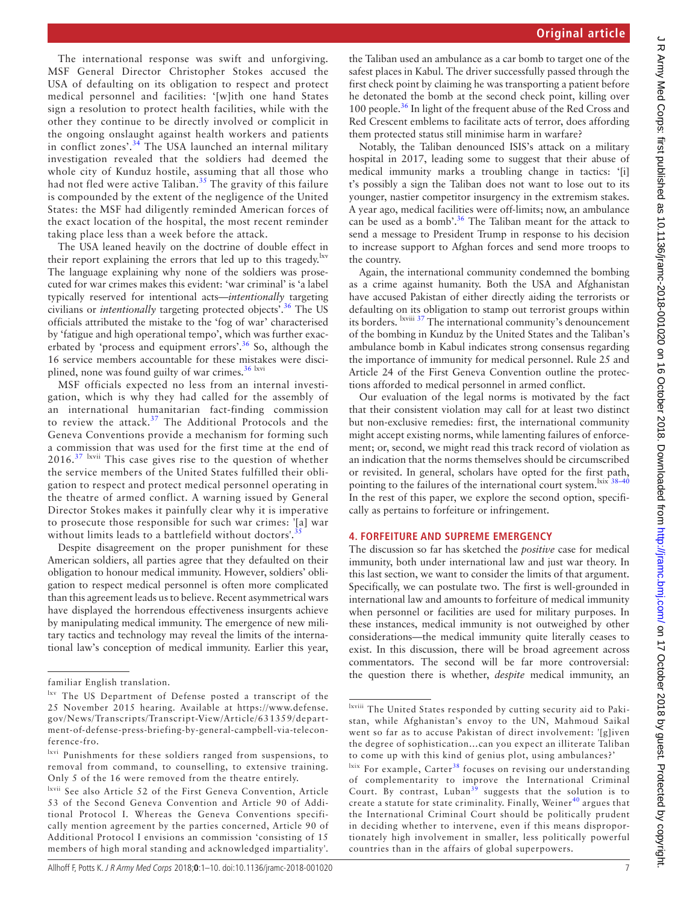The international response was swift and unforgiving. MSF General Director Christopher Stokes accused the USA of defaulting on its obligation to respect and protect medical personnel and facilities: '[w]ith one hand States sign a resolution to protect health facilities, while with the other they continue to be directly involved or complicit in the ongoing onslaught against health workers and patients in conflict zones'.[34] The USA launched an internal military investigation revealed that the soldiers had deemed the whole city of Kunduz hostile, assuming that all those who had not fled were active Taliban.[35] The gravity of this failure is compounded by the extent of the negligence of the United States: the MSF had diligently reminded American forces of the exact location of the hospital, the most recent reminder taking place less than a week before the attack.

The USA leaned heavily on the doctrine of double effect in their report explaining the errors that led up to this tragedy.[lxv] The language explaining why none of the soldiers was prosecuted for war crimes makes this evident: 'war criminal' is 'a label typically reserved for intentional acts—*intentionally* targeting civilians or *intentionally* targeting protected objects'.[36] The US officials attributed the mistake to the 'fog of war' characterised by 'fatigue and high operational tempo', which was further exacerbated by 'process and equipment errors'.[36] So, although the 16 service members accountable for these mistakes were disciplined, none was found guilty of war crimes.[36] [lxvi]

MSF officials expected no less from an internal investigation, which is why they had called for the assembly of an international humanitarian fact-finding commission to review the attack.[37] The Additional Protocols and the Geneva Conventions provide a mechanism for forming such a commission that was used for the first time at the end of 2016.[37] [lxvii] This case gives rise to the question of whether the service members of the United States fulfilled their obligation to respect and protect medical personnel operating in the theatre of armed conflict. A warning issued by General Director Stokes makes it painfully clear why it is imperative to prosecute those responsible for such war crimes: '[a] war without limits leads to a battlefield without doctors'.[35]

Despite disagreement on the proper punishment for these American soldiers, all parties agree that they defaulted on their obligation to honour medical immunity. However, soldiers' obligation to respect medical personnel is often more complicated than this agreement leads us to believe. Recent asymmetrical wars have displayed the horrendous effectiveness insurgents achieve by manipulating medical immunity. The emergence of new military tactics and technology may reveal the limits of the international law's conception of medical immunity. Earlier this year, the Taliban used an ambulance as a car bomb to target one of the safest places in Kabul. The driver successfully passed through the first check point by claiming he was transporting a patient before he detonated the bomb at the second check point, killing over 100 people.[36] In light of the frequent abuse of the Red Cross and Red Crescent emblems to facilitate acts of terror, does affording them protected status still minimise harm in warfare?

Notably, the Taliban denounced ISIS's attack on a military hospital in 2017, leading some to suggest that their abuse of medical immunity marks a troubling change in tactics: '[i]t's possibly a sign the Taliban does not want to lose out to its younger, nastier competitor insurgency in the extremism stakes. A year ago, medical facilities were off-limits; now, an ambulance can be used as a bomb'.[36] The Taliban meant for the attack to send a message to President Trump in response to his decision to increase support to Afghan forces and send more troops to the country.

Again, the international community condemned the bombing as a crime against humanity. Both the USA and Afghanistan have accused Pakistan of either directly aiding the terrorists or defaulting on its obligation to stamp out terrorist groups within its borders. [lxviii] [37] The international community's denouncement of the bombing in Kunduz by the United States and the Taliban's ambulance bomb in Kabul indicates strong consensus regarding the importance of immunity for medical personnel. Rule 25 and Article 24 of the First Geneva Convention outline the protections afforded to medical personnel in armed conflict.

Our evaluation of the legal norms is motivated by the fact that their consistent violation may call for at least two distinct but non-exclusive remedies: first, the international community might accept existing norms, while lamenting failures of enforcement; or, second, we might read this track record of violation as an indication that the norms themselves should be circumscribed or revisited. In general, scholars have opted for the first path, pointing to the failures of the international court system.[lxix] [38–40] In the rest of this paper, we explore the second option, specifically as pertains to forfeiture or infringement.

## 4. FORFEITURE AND SUPREME EMERGENCY

The discussion so far has sketched the *positive* case for medical immunity, both under international law and just war theory. In this last section, we want to consider the limits of that argument. Specifically, we can postulate two. The first is well-grounded in international law and amounts to forfeiture of medical immunity when personnel or facilities are used for military purposes. In these instances, medical immunity is not outweighed by other considerations—the medical immunity quite literally ceases to exist. In this discussion, there will be broad agreement across commentators. The second will be far more controversial: the question there is whether, *despite* medical immunity, an

---

familiar English translation.

[lxv] The US Department of Defense posted a transcript of the 25 November 2015 hearing. Available at https://www.defense.gov/News/Transcripts/Transcript-View/Article/631359/department-of-defense-press-briefing-by-general-campbell-via-teleconference-fro.

[lxvi] Punishments for these soldiers ranged from suspensions, to removal from command, to counselling, to extensive training. Only 5 of the 16 were removed from the theatre entirely.

[lxvii] See also Article 52 of the First Geneva Convention, Article 53 of the Second Geneva Convention and Article 90 of Additional Protocol I. Whereas the Geneva Conventions specifically mention agreement by the parties concerned, Article 90 of Additional Protocol I envisions an commission 'consisting of 15 members of high moral standing and acknowledged impartiality'.

[lxviii] The United States responded by cutting security aid to Pakistan, while Afghanistan's envoy to the UN, Mahmoud Saikal went so far as to accuse Pakistan of direct involvement: '[g]iven the degree of sophistication…can you expect an illiterate Taliban to come up with this kind of genius plot, using ambulances?'

[lxix] For example, Carter[38] focuses on revising our understanding of complementarity to improve the International Criminal Court. By contrast, Luban[39] suggests that the solution is to create a statute for state criminality. Finally, Weiner[40] argues that the International Criminal Court should be politically prudent in deciding whether to intervene, even if this means disproportionately high involvement in smaller, less politically powerful countries than in the affairs of global superpowers.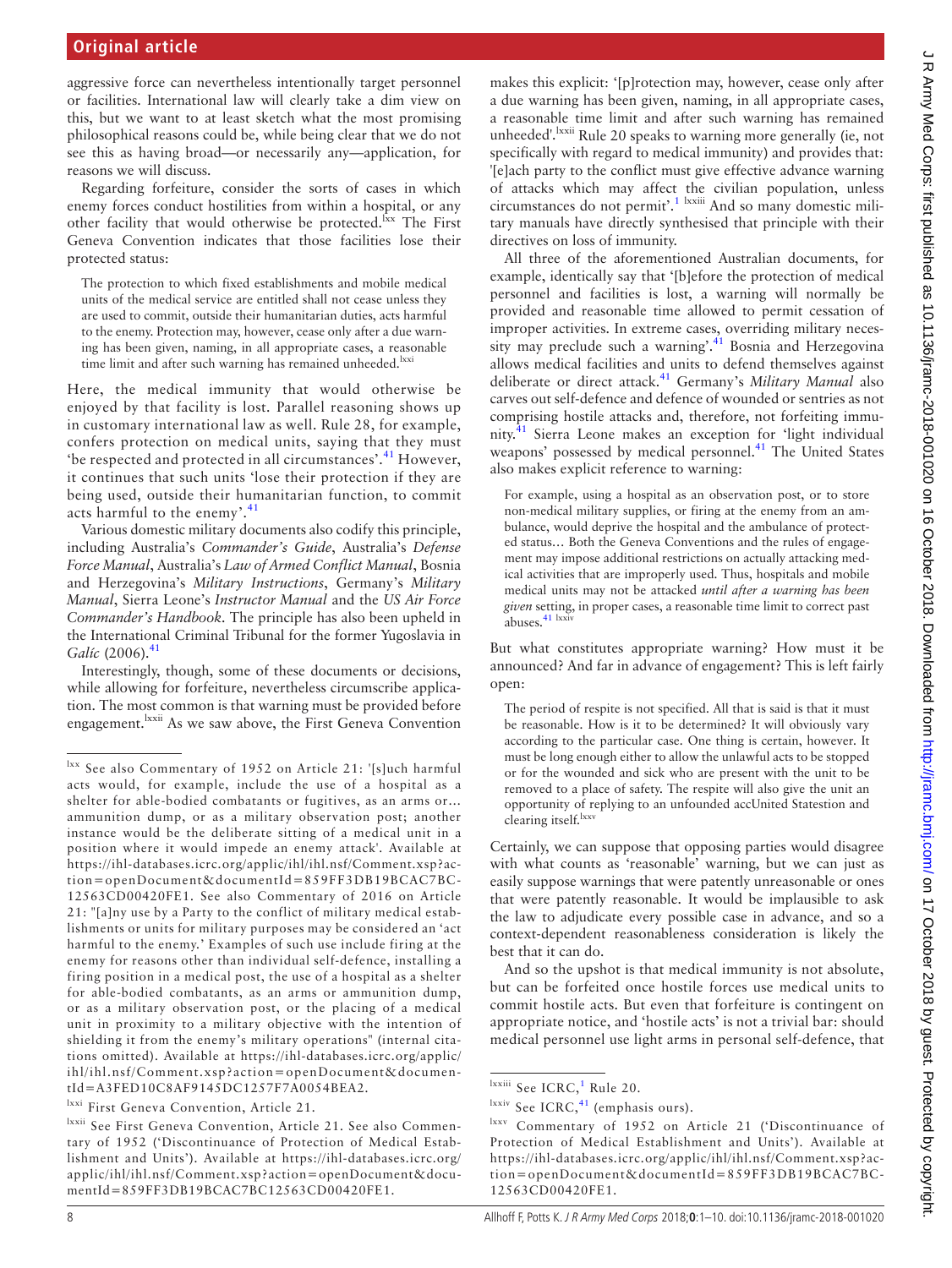aggressive force can nevertheless intentionally target personnel or facilities. International law will clearly take a dim view on this, but we want to at least sketch what the most promising philosophical reasons could be, while being clear that we do not see this as having broad—or necessarily any—application, for reasons we will discuss.

Regarding forfeiture, consider the sorts of cases in which enemy forces conduct hostilities from within a hospital, or any other facility that would otherwise be protected.[lxx] The First Geneva Convention indicates that those facilities lose their protected status:

> The protection to which fixed establishments and mobile medical units of the medical service are entitled shall not cease unless they are used to commit, outside their humanitarian duties, acts harmful to the enemy. Protection may, however, cease only after a due warning has been given, naming, in all appropriate cases, a reasonable time limit and after such warning has remained unheeded.[lxxi]

Here, the medical immunity that would otherwise be enjoyed by that facility is lost. Parallel reasoning shows up in customary international law as well. Rule 28, for example, confers protection on medical units, saying that they must 'be respected and protected in all circumstances'.[41] However, it continues that such units 'lose their protection if they are being used, outside their humanitarian function, to commit acts harmful to the enemy'.[41]

Various domestic military documents also codify this principle, including Australia's *Commander's Guide*, Australia's *Defense Force Manual*, Australia's *Law of Armed Conflict Manual*, Bosnia and Herzegovina's *Military Instructions*, Germany's *Military Manual*, Sierra Leone's *Instructor Manual* and the *US Air Force Commander's Handbook*. The principle has also been upheld in the International Criminal Tribunal for the former Yugoslavia in *Galíc* (2006).[41]

Interestingly, though, some of these documents or decisions, while allowing for forfeiture, nevertheless circumscribe application. The most common is that warning must be provided before engagement.[lxxii] As we saw above, the First Geneva Convention makes this explicit: '[p]rotection may, however, cease only after a due warning has been given, naming, in all appropriate cases, a reasonable time limit and after such warning has remained unheeded'.[lxxii] Rule 20 speaks to warning more generally (ie, not specifically with regard to medical immunity) and provides that: '[e]ach party to the conflict must give effective advance warning of attacks which may affect the civilian population, unless circumstances do not permit'.[1] [lxxiii] And so many domestic military manuals have directly synthesised that principle with their directives on loss of immunity.

All three of the aforementioned Australian documents, for example, identically say that '[b]efore the protection of medical personnel and facilities is lost, a warning will normally be provided and reasonable time allowed to permit cessation of improper activities. In extreme cases, overriding military necessity may preclude such a warning'.[41] Bosnia and Herzegovina allows medical facilities and units to defend themselves against deliberate or direct attack.[41] Germany's *Military Manual* also carves out self-defence and defence of wounded or sentries as not comprising hostile attacks and, therefore, not forfeiting immunity.[41] Sierra Leone makes an exception for 'light individual weapons' possessed by medical personnel.[41] The United States also makes explicit reference to warning:

> For example, using a hospital as an observation post, or to store non-medical military supplies, or firing at the enemy from an ambulance, would deprive the hospital and the ambulance of protected status… Both the Geneva Conventions and the rules of engagement may impose additional restrictions on actually attacking medical activities that are improperly used. Thus, hospitals and mobile medical units may not be attacked *until after a warning has been given* setting, in proper cases, a reasonable time limit to correct past abuses.[41] [lxxiv]

But what constitutes appropriate warning? How must it be announced? And far in advance of engagement? This is left fairly open:

> The period of respite is not specified. All that is said is that it must be reasonable. How is it to be determined? It will obviously vary according to the particular case. One thing is certain, however. It must be long enough either to allow the unlawful acts to be stopped or for the wounded and sick who are present with the unit to be removed to a place of safety. The respite will also give the unit an opportunity of replying to an unfounded accUnited Statestion and clearing itself.[lxxv]

Certainly, we can suppose that opposing parties would disagree with what counts as 'reasonable' warning, but we can just as easily suppose warnings that were patently unreasonable or ones that were patently reasonable. It would be implausible to ask the law to adjudicate every possible case in advance, and so a context-dependent reasonableness consideration is likely the best that it can do.

And so the upshot is that medical immunity is not absolute, but can be forfeited once hostile forces use medical units to commit hostile acts. But even that forfeiture is contingent on appropriate notice, and 'hostile acts' is not a trivial bar: should medical personnel use light arms in personal self-defence, that

---

[lxx] See also Commentary of 1952 on Article 21: '[s]uch harmful acts would, for example, include the use of a hospital as a shelter for able-bodied combatants or fugitives, as an arms or… ammunition dump, or as a military observation post; another instance would be the deliberate siting of a medical unit in a position where it would impede an enemy attack'. Available at https://ihl-databases.icrc.org/applic/ihl/ihl.nsf/Comment.xsp?action=openDocument&documentId=859FF3DB19BCAC7BC12563CD00420FE1. See also Commentary of 2016 on Article 21: "[a]ny use by a Party to the conflict of military medical establishments or units for military purposes may be considered an 'act harmful to the enemy.' Examples of such use include firing at the enemy for reasons other than individual self-defence, installing a firing position in a medical post, the use of a hospital as a shelter for able-bodied combatants, as an arms or ammunition dump, or as a military observation post, or the placing of a medical unit in proximity to a military objective with the intention of shielding it from the enemy's military operations" (internal citations omitted). Available at https://ihl-databases.icrc.org/applic/ihl/ihl.nsf/Comment.xsp?action=openDocument&documentId=A3FED10C8AF9145DC1257F7A0054BEA2.

[lxxi] First Geneva Convention, Article 21.

[lxxii] See First Geneva Convention, Article 21. See also Commentary of 1952 ('Discontinuance of Protection of Medical Establishment and Units'). Available at https://ihl-databases.icrc.org/applic/ihl/ihl.nsf/Comment.xsp?action=openDocument&documentId=859FF3DB19BCAC7BC12563CD00420FE1.

[lxxiii] See ICRC,[1] Rule 20.

[lxxiv] See ICRC,[41] (emphasis ours).

[lxxv] Commentary of 1952 on Article 21 ('Discontinuance of Protection of Medical Establishment and Units'). Available at https://ihl-databases.icrc.org/applic/ihl/ihl.nsf/Comment.xsp?action=openDocument&documentId=859FF3DB19BCAC7BC12563CD00420FE1.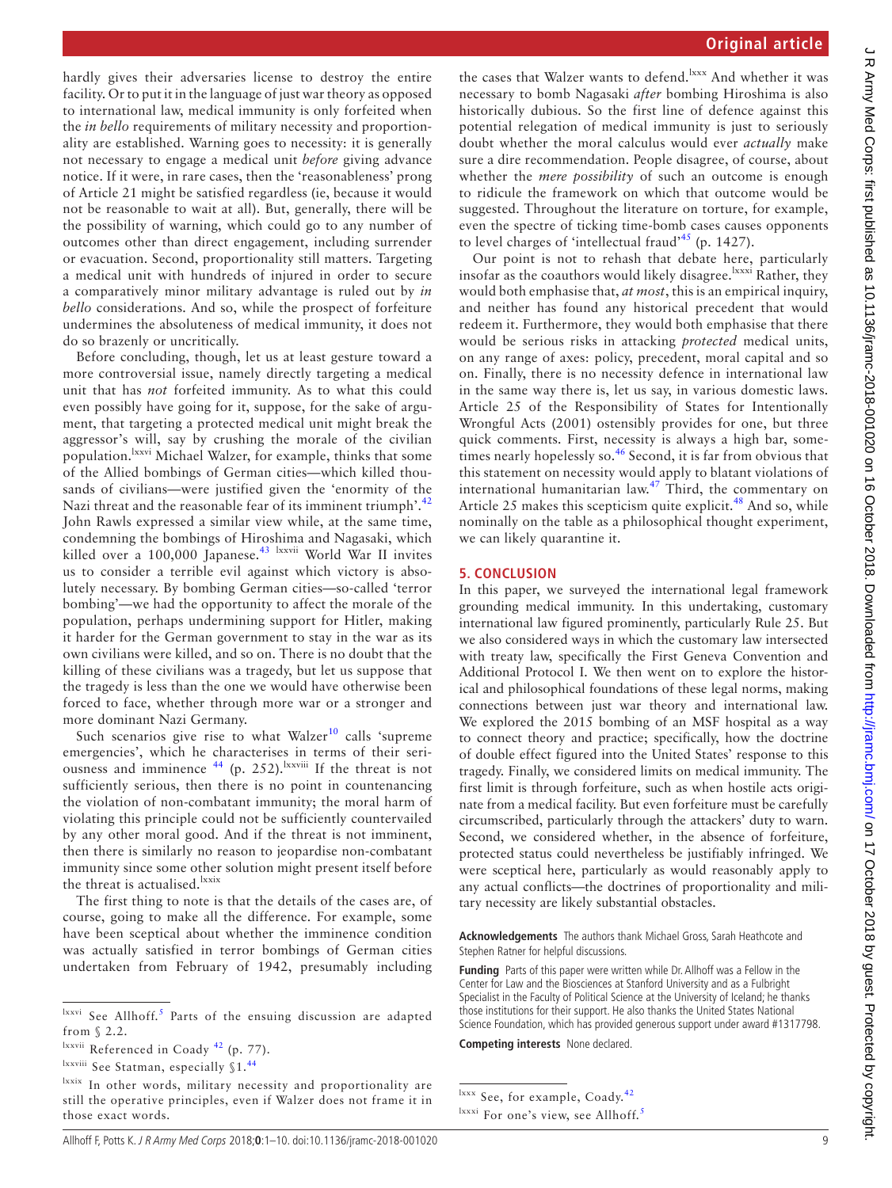hardly gives their adversaries license to destroy the entire facility. Or to put it in the language of just war theory as opposed to international law, medical immunity is only forfeited when the *in bello* requirements of military necessity and proportionality are established. Warning goes to necessity: it is generally not necessary to engage a medical unit *before* giving advance notice. If it were, in rare cases, then the 'reasonableness' prong of Article 21 might be satisfied regardless (ie, because it would not be reasonable to wait at all). But, generally, there will be the possibility of warning, which could go to any number of outcomes other than direct engagement, including surrender or evacuation. Second, proportionality still matters. Targeting a medical unit with hundreds of injured in order to secure a comparatively minor military advantage is ruled out by *in bello* considerations. And so, while the prospect of forfeiture undermines the absoluteness of medical immunity, it does not do so brazenly or uncritically.

Before concluding, though, let us at least gesture toward a more controversial issue, namely directly targeting a medical unit that has *not* forfeited immunity. As to what this could even possibly have going for it, suppose, for the sake of argument, that targeting a protected medical unit might break the aggressor's will, say by crushing the morale of the civilian population.[lxxvi] Michael Walzer, for example, thinks that some of the Allied bombings of German cities—which killed thousands of civilians—were justified given the 'enormity of the Nazi threat and the reasonable fear of its imminent triumph'.[42] John Rawls expressed a similar view while, at the same time, condemning the bombings of Hiroshima and Nagasaki, which killed over a 100,000 Japanese.[43] [lxxvii] World War II invites us to consider a terrible evil against which victory is absolutely necessary. By bombing German cities—so-called 'terror bombing'—we had the opportunity to affect the morale of the population, perhaps undermining support for Hitler, making it harder for the German government to stay in the war as its own civilians were killed, and so on. There is no doubt that the killing of these civilians was a tragedy, but let us suppose that the tragedy is less than the one we would have otherwise been forced to face, whether through more war or a stronger and more dominant Nazi Germany.

Such scenarios give rise to what Walzer[10] calls 'supreme emergencies', which he characterises in terms of their seriousness and imminence [44] (p. 252).[lxxviii] If the threat is not sufficiently serious, then there is no point in countenancing the violation of non-combatant immunity; the moral harm of violating this principle could not be sufficiently countervailed by any other moral good. And if the threat is not imminent, then there is similarly no reason to jeopardise non-combatant immunity since some other solution might present itself before the threat is actualised.[lxxix]

The first thing to note is that the details of the cases are, of course, going to make all the difference. For example, some have been sceptical about whether the imminence condition was actually satisfied in terror bombings of German cities undertaken from February of 1942, presumably including the cases that Walzer wants to defend.[lxxx] And whether it was necessary to bomb Nagasaki *after* bombing Hiroshima is also historically dubious. So the first line of defence against this potential relegation of medical immunity is just to seriously doubt whether the moral calculus would ever *actually* make sure a dire recommendation. People disagree, of course, about whether the *mere possibility* of such an outcome is enough to ridicule the framework on which that outcome would be suggested. Throughout the literature on torture, for example, even the spectre of ticking time-bomb cases causes opponents to level charges of 'intellectual fraud'[45] (p. 1427).

Our point is not to rehash that debate here, particularly insofar as the coauthors would likely disagree.[lxxxi] Rather, they would both emphasise that, *at most*, this is an empirical inquiry, and neither has found any historical precedent that would redeem it. Furthermore, they would both emphasise that there would be serious risks in attacking *protected* medical units, on any range of axes: policy, precedent, moral capital and so on. Finally, there is no necessity defence in international law in the same way there is, let us say, in various domestic laws. Article 25 of the Responsibility of States for Intentionally Wrongful Acts (2001) ostensibly provides for one, but three quick comments. First, necessity is always a high bar, sometimes nearly hopelessly so.[46] Second, it is far from obvious that this statement on necessity would apply to blatant violations of international humanitarian law.[47] Third, the commentary on Article 25 makes this scepticism quite explicit.[48] And so, while nominally on the table as a philosophical thought experiment, we can likely quarantine it.

## 5. CONCLUSION

In this paper, we surveyed the international legal framework grounding medical immunity. In this undertaking, customary international law figured prominently, particularly Rule 25. But we also considered ways in which the customary law intersected with treaty law, specifically the First Geneva Convention and Additional Protocol I. We then went on to explore the historical and philosophical foundations of these legal norms, making connections between just war theory and international law. We explored the 2015 bombing of an MSF hospital as a way to connect theory and practice; specifically, how the doctrine of double effect figured into the United States' response to this tragedy. Finally, we considered limits on medical immunity. The first limit is through forfeiture, such as when hostile acts originate from a medical facility. But even forfeiture must be carefully circumscribed, particularly through the attackers' duty to warn. Second, we considered whether, in the absence of forfeiture, protected status could nevertheless be justifiably infringed. We were sceptical here, particularly as would reasonably apply to any actual conflicts—the doctrines of proportionality and military necessity are likely substantial obstacles.

**Acknowledgements** The authors thank Michael Gross, Sarah Heathcote and Stephen Ratner for helpful discussions.

**Funding** Parts of this paper were written while Dr. Allhoff was a Fellow in the Center for Law and the Biosciences at Stanford University and as a Fulbright Specialist in the Faculty of Political Science at the University of Iceland; he thanks those institutions for their support. He also thanks the United States National Science Foundation, which has provided generous support under award #1317798.

**Competing interests** None declared.

---

[lxxvi] See Allhoff.[5] Parts of the ensuing discussion are adapted from § 2.2.

[lxxvii] Referenced in Coady [42] (p. 77).

[lxxviii] See Statman, especially §1.[44]

[lxxix] In other words, military necessity and proportionality are still the operative principles, even if Walzer does not frame it in those exact words.

[lxxx] See, for example, Coady.[42]

[lxxxi] For one's view, see Allhoff.[5]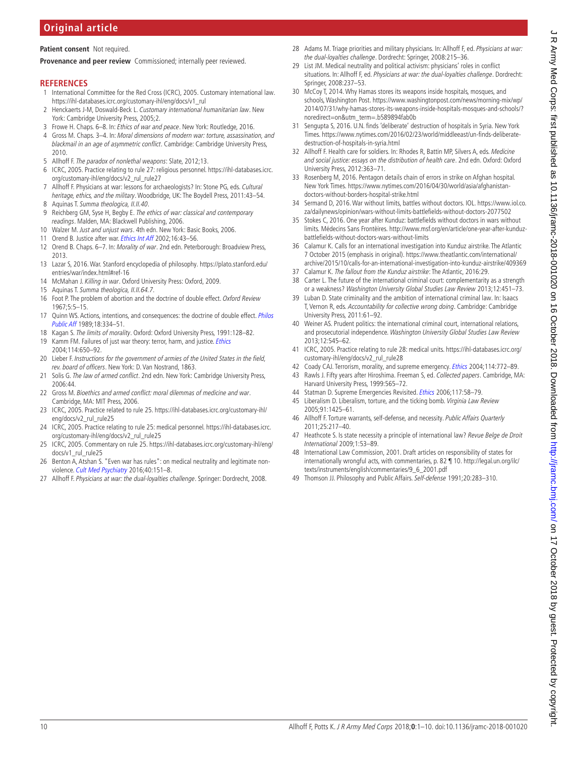**Patient consent** Not required.

**Provenance and peer review** Commissioned; internally peer reviewed.

## REFERENCES

1. International Committee for the Red Cross (ICRC), 2005. Customary international law. https://ihl-databases.icrc.org/customary-ihl/eng/docs/v1_rul
2. Henckaerts J-M, Doswald-Beck L. *Customary international humanitarian law*. New York: Cambridge University Press, 2005;2.
3. Frowe H. Chaps. 6–8. In: *Ethics of war and peace*. New York: Routledge, 2016.
4. Gross M. Chaps. 3–4. In: *Moral dimensions of modern war: torture, assassination, and blackmail in an age of asymmetric conflict*. Cambridge: Cambridge University Press, 2010.
5. Allhoff F. *The paradox of nonlethal weapons*: Slate, 2012;13.
6. ICRC, 2005. Practice relating to rule 27: religious personnel. https://ihl-databases.icrc.org/customary-ihl/eng/docs/v2_rul_rule27
7. Allhoff F. Physicians at war: lessons for archaeologists? In: Stone PG, eds. *Cultural heritage, ethics, and the military*. Woodbridge, UK: The Boydell Press, 2011:43–54.
8. Aquinas T. *Summa theologica, II.II.40*.
9. Reichberg GM, Syse H, Begby E. *The ethics of war: classical and contemporary readings*. Malden, MA: Blackwell Publishing, 2006.
10. Walzer M. *Just and unjust wars*. 4th edn. New York: Basic Books, 2006.
11. Orend B. Justice after war. *Ethics Int Aff* 2002;16:43–56.
12. Orend B. Chaps. 6–7. In: *Morality of war*. 2nd edn. Peterborough: Broadview Press, 2013.
13. Lazar S, 2016. War. Stanford encyclopedia of philosophy. https://plato.stanford.edu/entries/war/index.html#ref-16
14. McMahan J. *Killing in war*. Oxford University Press: Oxford, 2009.
15. Aquinas T. *Summa theologica, II.II.64.7*.
16. Foot P. The problem of abortion and the doctrine of double effect. *Oxford Review* 1967;5:5–15.
17. Quinn WS. Actions, intentions, and consequences: the doctrine of double effect. *Philos Public Aff* 1989;18:334–51.
18. Kagan S. *The limits of morality*. Oxford: Oxford University Press, 1991:128–82.
19. Kamm FM. Failures of just war theory: terror, harm, and justice. *Ethics* 2004;114:650–92.
20. Lieber F. *Instructions for the government of armies of the United States in the field, rev. board of officers*. New York: D. Van Nostrand, 1863.
21. Solis G. *The law of armed conflict*. 2nd edn. New York: Cambridge University Press, 2006:44.
22. Gross M. *Bioethics and armed conflict: moral dilemmas of medicine and war*. Cambridge, MA: MIT Press, 2006.
23. ICRC, 2005. Practice related to rule 25. https://ihl-databases.icrc.org/customary-ihl/eng/docs/v2_rul_rule25
24. ICRC, 2005. Practice relating to rule 25: medical personnel. https://ihl-databases.icrc.org/customary-ihl/eng/docs/v2_rul_rule25
25. ICRC, 2005. Commentary on rule 25. https://ihl-databases.icrc.org/customary-ihl/eng/docs/v1_rul_rule25
26. Benton A, Atshan S. "Even war has rules": on medical neutrality and legitimate non-violence. *Cult Med Psychiatry* 2016;40:151–8.
27. Allhoff F. *Physicians at war: the dual-loyalties challenge*. Springer: Dordrecht, 2008.
28. Adams M. Triage priorities and military physicians. In: Allhoff F, ed. *Physicians at war: the dual-loyalties challenge*. Dordrecht: Springer, 2008:215–36.
29. List JM. Medical neutrality and political activism: physicians' roles in conflict situations. In: Allhoff F, ed. *Physicians at war: the dual-loyalties challenge*. Dordrecht: Springer, 2008:237–53.
30. McCoy T, 2014. Why Hamas stores its weapons inside hospitals, mosques, and schools, Washington Post. https://www.washingtonpost.com/news/morning-mix/wp/2014/07/31/why-hamas-stores-its-weapons-inside-hospitals-mosques-and-schools/?noredirect=on&utm_term=.b589894fab0b
31. Sengupta S, 2016. U.N. finds 'deliberate' destruction of hospitals in Syria. New York Times. https://www.nytimes.com/2016/02/23/world/middleeast/un-finds-deliberate-destruction-of-hospitals-in-syria.html
32. Allhoff F. Health care for soldiers. In: Rhodes R, Battin MP, Silvers A, eds. *Medicine and social justice: essays on the distribution of health care*. 2nd edn. Oxford: Oxford University Press, 2012:363–71.
33. Rosenberg M, 2016. Pentagon details chain of errors in strike on Afghan hospital. New York Times. https://www.nytimes.com/2016/04/30/world/asia/afghanistan-doctors-without-borders-hospital-strike.html
34. Sermand D, 2016. War without limits, battles without doctors. IOL. https://www.iol.co.za/dailynews/opinion/wars-without-limits-battlefields-without-doctors-2077502
35. Stokes C, 2016. One year after Kunduz: battlefields without doctors in wars without limits. Médecins Sans Frontères. http://www.msf.org/en/article/one-year-after-kunduz-battlefields-without-doctors-wars-without-limits
36. Calamur K. Calls for an international investigation into Kunduz airstrike. The Atlantic 7 October 2015 (emphasis in original). https://www.theatlantic.com/international/archive/2015/10/calls-for-an-international-investigation-into-kunduz-airstrike/409369
37. Calamur K. *The fallout from the Kunduz airstrike*: The Atlantic, 2016:29.
38. Carter L. The future of the international criminal court: complementarity as a strength or a weakness? *Washington University Global Studies Law Review* 2013;12:451–73.
39. Luban D. State criminality and the ambition of international criminal law. In: Isaacs T, Vernon R, eds. *Accountability for collective wrong doing*. Cambridge: Cambridge University Press, 2011:61–92.
40. Weiner AS. Prudent politics: the international criminal court, international relations, and prosecutorial independence. *Washington University Global Studies Law Review* 2013;12:545–62.
41. ICRC, 2005. Practice relating to rule 28: medical units. https://ihl-databases.icrc.org/customary-ihl/eng/docs/v2_rul_rule28
42. Coady CAJ. Terrorism, morality, and supreme emergency. *Ethics* 2004;114:772–89.
43. Rawls J. Fifty years after Hiroshima. Freeman S, ed. *Collected papers*. Cambridge, MA: Harvard University Press, 1999:565–72.
44. Statman D. Supreme Emergencies Revisited. *Ethics* 2006;117:58–79.
45. Liberalism D. Liberalism, torture, and the ticking bomb. *Virginia Law Review* 2005;91:1425–61.
46. Allhoff F. Torture warrants, self-defense, and necessity. *Public Affairs Quarterly* 2011;25:217–40.
47. Heathcote S. Is state necessity a principle of international law? *Revue Belge de Droit International* 2009;1:53–89.
48. International Law Commission, 2001. Draft articles on responsibility of states for internationally wrongful acts, with commentaries, p. 82 ¶ 10. http://legal.un.org/ilc/texts/instruments/english/commentaries/9_6_2001.pdf
49. Thomson JJ. Philosophy and Public Affairs. *Self-defense* 1991;20:283–310.